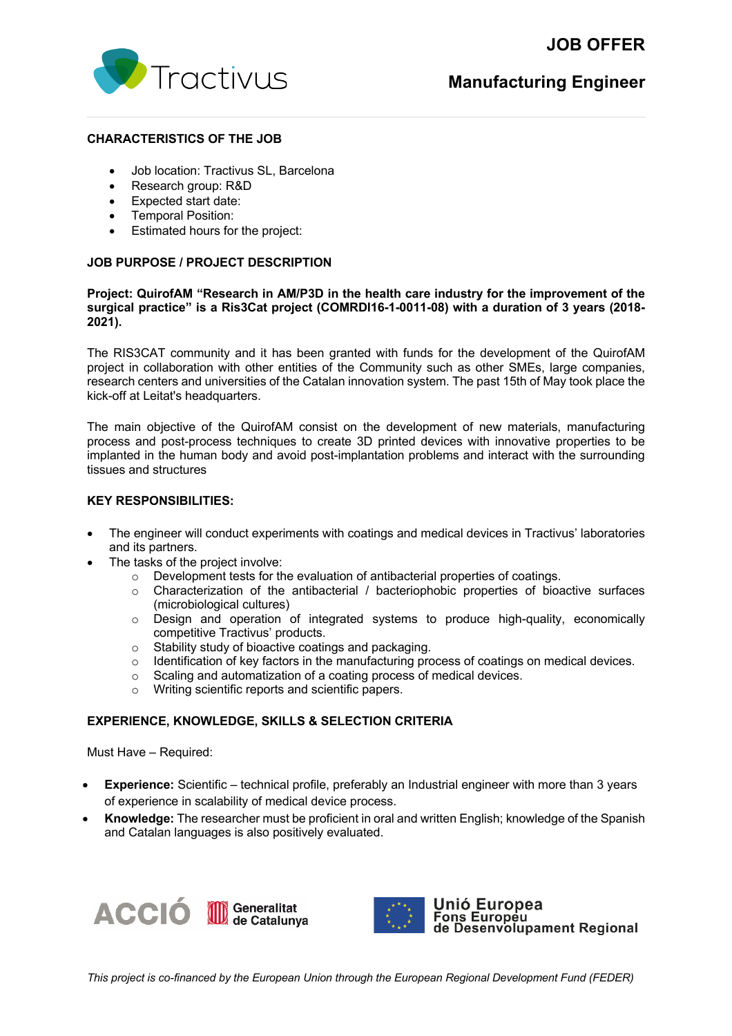# JOB OFFER

## Manufacturing Engineer

### CHARACTERISTICS OF THE JOB

- Job location: Tractivus SL, Barcelona
- Research group: R&D
- Expected start date:
- Temporal Position:
- Estimated hours for the project:

### JOB PURPOSE / PROJECT DESCRIPTION

**Project: QuirofAM "Research in AM/P3D in the health care industry for the improvement of the surgical practice" is a Ris3Cat project (COMRDI16-1-0011-08) with a duration of 3 years (2018-2021).**

The RIS3CAT community and it has been granted with funds for the development of the QuirofAM project in collaboration with other entities of the Community such as other SMEs, large companies, research centers and universities of the Catalan innovation system. The past 15th of May took place the kick-off at Leitat's headquarters.

The main objective of the QuirofAM consist on the development of new materials, manufacturing process and post-process techniques to create 3D printed devices with innovative properties to be implanted in the human body and avoid post-implantation problems and interact with the surrounding tissues and structures

### KEY RESPONSIBILITIES:

- The engineer will conduct experiments with coatings and medical devices in Tractivus' laboratories and its partners.
- The tasks of the project involve:
  - Development tests for the evaluation of antibacterial properties of coatings.
  - Characterization of the antibacterial / bacteriophobic properties of bioactive surfaces (microbiological cultures)
  - Design and operation of integrated systems to produce high-quality, economically competitive Tractivus' products.
  - Stability study of bioactive coatings and packaging.
  - Identification of key factors in the manufacturing process of coatings on medical devices.
  - Scaling and automatization of a coating process of medical devices.
  - Writing scientific reports and scientific papers.

### EXPERIENCE, KNOWLEDGE, SKILLS & SELECTION CRITERIA

Must Have – Required:

- **Experience:** Scientific – technical profile, preferably an Industrial engineer with more than 3 years of experience in scalability of medical device process.
- **Knowledge:** The researcher must be proficient in oral and written English; knowledge of the Spanish and Catalan languages is also positively evaluated.

ACCIÓ Generalitat de Catalunya

Unió Europea Fons Europeu de Desenvolupament Regional

*This project is co-financed by the European Union through the European Regional Development Fund (FEDER)*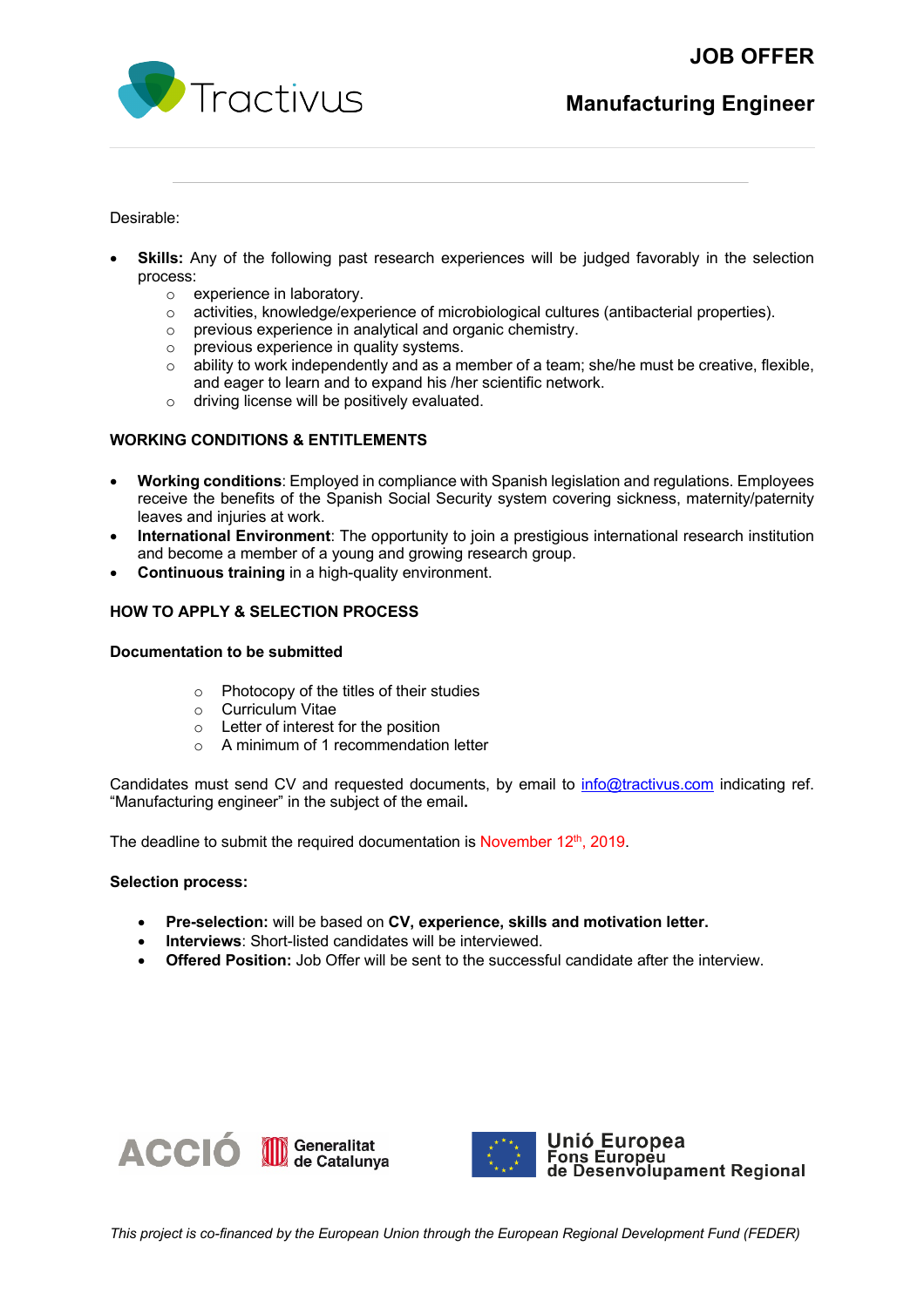Desirable:

- **Skills:** Any of the following past research experiences will be judged favorably in the selection process:
  - experience in laboratory.
  - activities, knowledge/experience of microbiological cultures (antibacterial properties).
  - previous experience in analytical and organic chemistry.
  - previous experience in quality systems.
  - ability to work independently and as a member of a team; she/he must be creative, flexible, and eager to learn and to expand his /her scientific network.
  - driving license will be positively evaluated.

**WORKING CONDITIONS & ENTITLEMENTS**

- **Working conditions**: Employed in compliance with Spanish legislation and regulations. Employees receive the benefits of the Spanish Social Security system covering sickness, maternity/paternity leaves and injuries at work.
- **International Environment**: The opportunity to join a prestigious international research institution and become a member of a young and growing research group.
- **Continuous training** in a high-quality environment.

**HOW TO APPLY & SELECTION PROCESS**

**Documentation to be submitted**

- Photocopy of the titles of their studies
- Curriculum Vitae
- Letter of interest for the position
- A minimum of 1 recommendation letter

Candidates must send CV and requested documents, by email to info@tractivus.com indicating ref. “Manufacturing engineer” in the subject of the email.

The deadline to submit the required documentation is November 12th, 2019.

**Selection process:**

- **Pre-selection:** will be based on **CV, experience, skills and motivation letter.**
- **Interviews**: Short-listed candidates will be interviewed.
- **Offered Position:** Job Offer will be sent to the successful candidate after the interview.

ACCIÓ Generalitat de Catalunya

Unió Europea
Fons Europeu de Desenvolupament Regional

*This project is co-financed by the European Union through the European Regional Development Fund (FEDER)*